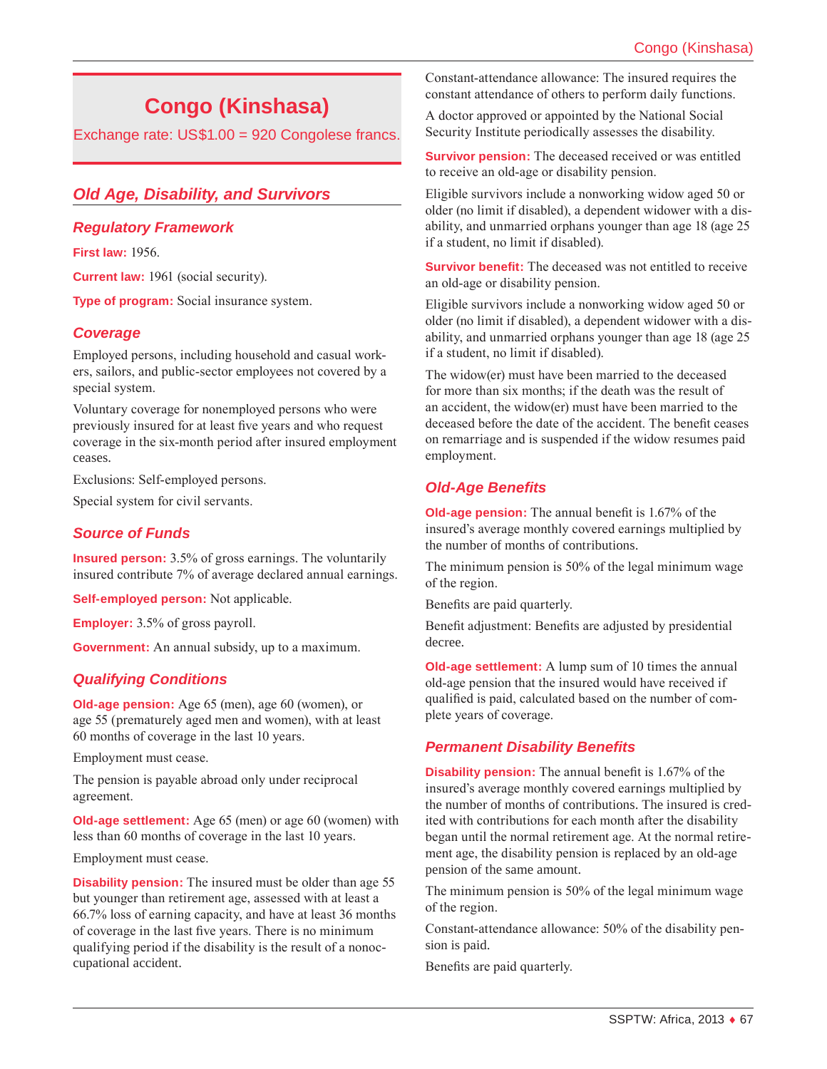# Congo (Kinshasa)

Exchange rate: US$1.00 = 920 Congolese francs.

## Old Age, Disability, and Survivors

### Regulatory Framework

**First law:** 1956.

**Current law:** 1961 (social security).

**Type of program:** Social insurance system.

### Coverage

Employed persons, including household and casual workers, sailors, and public-sector employees not covered by a special system.

Voluntary coverage for nonemployed persons who were previously insured for at least five years and who request coverage in the six-month period after insured employment ceases.

Exclusions: Self-employed persons.

Special system for civil servants.

### Source of Funds

**Insured person:** 3.5% of gross earnings. The voluntarily insured contribute 7% of average declared annual earnings.

**Self-employed person:** Not applicable.

**Employer:** 3.5% of gross payroll.

**Government:** An annual subsidy, up to a maximum.

### Qualifying Conditions

**Old-age pension:** Age 65 (men), age 60 (women), or age 55 (prematurely aged men and women), with at least 60 months of coverage in the last 10 years.

Employment must cease.

The pension is payable abroad only under reciprocal agreement.

**Old-age settlement:** Age 65 (men) or age 60 (women) with less than 60 months of coverage in the last 10 years.

Employment must cease.

**Disability pension:** The insured must be older than age 55 but younger than retirement age, assessed with at least a 66.7% loss of earning capacity, and have at least 36 months of coverage in the last five years. There is no minimum qualifying period if the disability is the result of a nonoccupational accident.

Constant-attendance allowance: The insured requires the constant attendance of others to perform daily functions.

A doctor approved or appointed by the National Social Security Institute periodically assesses the disability.

**Survivor pension:** The deceased received or was entitled to receive an old-age or disability pension.

Eligible survivors include a nonworking widow aged 50 or older (no limit if disabled), a dependent widower with a disability, and unmarried orphans younger than age 18 (age 25 if a student, no limit if disabled).

**Survivor benefit:** The deceased was not entitled to receive an old-age or disability pension.

Eligible survivors include a nonworking widow aged 50 or older (no limit if disabled), a dependent widower with a disability, and unmarried orphans younger than age 18 (age 25 if a student, no limit if disabled).

The widow(er) must have been married to the deceased for more than six months; if the death was the result of an accident, the widow(er) must have been married to the deceased before the date of the accident. The benefit ceases on remarriage and is suspended if the widow resumes paid employment.

### Old-Age Benefits

**Old-age pension:** The annual benefit is 1.67% of the insured's average monthly covered earnings multiplied by the number of months of contributions.

The minimum pension is 50% of the legal minimum wage of the region.

Benefits are paid quarterly.

Benefit adjustment: Benefits are adjusted by presidential decree.

**Old-age settlement:** A lump sum of 10 times the annual old-age pension that the insured would have received if qualified is paid, calculated based on the number of complete years of coverage.

### Permanent Disability Benefits

**Disability pension:** The annual benefit is 1.67% of the insured's average monthly covered earnings multiplied by the number of months of contributions. The insured is credited with contributions for each month after the disability began until the normal retirement age. At the normal retirement age, the disability pension is replaced by an old-age pension of the same amount.

The minimum pension is 50% of the legal minimum wage of the region.

Constant-attendance allowance: 50% of the disability pension is paid.

Benefits are paid quarterly.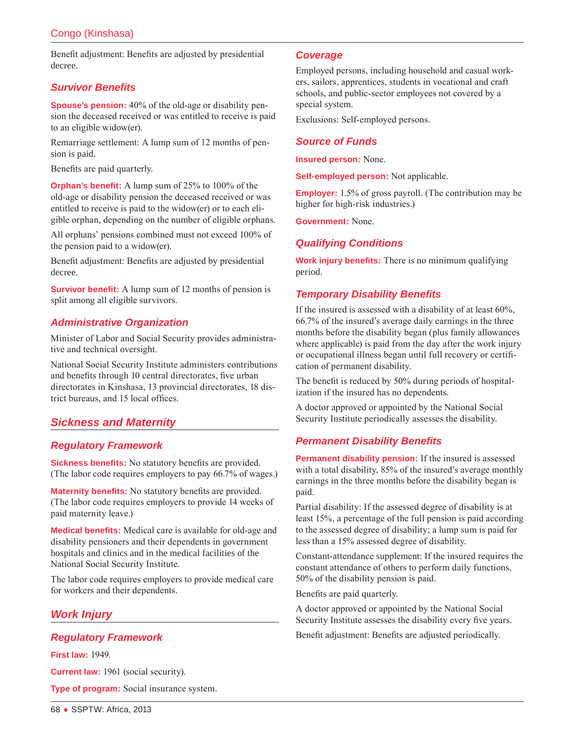Benefit adjustment: Benefits are adjusted by presidential decree.

### Survivor Benefits

**Spouse's pension:** 40% of the old-age or disability pension the deceased received or was entitled to receive is paid to an eligible widow(er).

Remarriage settlement: A lump sum of 12 months of pension is paid.

Benefits are paid quarterly.

**Orphan's benefit:** A lump sum of 25% to 100% of the old-age or disability pension the deceased received or was entitled to receive is paid to the widow(er) or to each eligible orphan, depending on the number of eligible orphans.

All orphans' pensions combined must not exceed 100% of the pension paid to a widow(er).

Benefit adjustment: Benefits are adjusted by presidential decree.

**Survivor benefit:** A lump sum of 12 months of pension is split among all eligible survivors.

### Administrative Organization

Minister of Labor and Social Security provides administrative and technical oversight.

National Social Security Institute administers contributions and benefits through 10 central directorates, five urban directorates in Kinshasa, 13 provincial directorates, 18 district bureaus, and 15 local offices.

## Sickness and Maternity

### Regulatory Framework

**Sickness benefits:** No statutory benefits are provided. (The labor code requires employers to pay 66.7% of wages.)

**Maternity benefits:** No statutory benefits are provided. (The labor code requires employers to provide 14 weeks of paid maternity leave.)

**Medical benefits:** Medical care is available for old-age and disability pensioners and their dependents in government hospitals and clinics and in the medical facilities of the National Social Security Institute.

The labor code requires employers to provide medical care for workers and their dependents.

## Work Injury

### Regulatory Framework

**First law:** 1949.

**Current law:** 1961 (social security).

**Type of program:** Social insurance system.

### Coverage

Employed persons, including household and casual workers, sailors, apprentices, students in vocational and craft schools, and public-sector employees not covered by a special system.

Exclusions: Self-employed persons.

### Source of Funds

**Insured person:** None.

**Self-employed person:** Not applicable.

**Employer:** 1.5% of gross payroll. (The contribution may be higher for high-risk industries.)

**Government:** None.

### Qualifying Conditions

**Work injury benefits:** There is no minimum qualifying period.

### Temporary Disability Benefits

If the insured is assessed with a disability of at least 60%, 66.7% of the insured's average daily earnings in the three months before the disability began (plus family allowances where applicable) is paid from the day after the work injury or occupational illness began until full recovery or certification of permanent disability.

The benefit is reduced by 50% during periods of hospitalization if the insured has no dependents.

A doctor approved or appointed by the National Social Security Institute periodically assesses the disability.

### Permanent Disability Benefits

**Permanent disability pension:** If the insured is assessed with a total disability, 85% of the insured's average monthly earnings in the three months before the disability began is paid.

Partial disability: If the assessed degree of disability is at least 15%, a percentage of the full pension is paid according to the assessed degree of disability; a lump sum is paid for less than a 15% assessed degree of disability.

Constant-attendance supplement: If the insured requires the constant attendance of others to perform daily functions, 50% of the disability pension is paid.

Benefits are paid quarterly.

A doctor approved or appointed by the National Social Security Institute assesses the disability every five years.

Benefit adjustment: Benefits are adjusted periodically.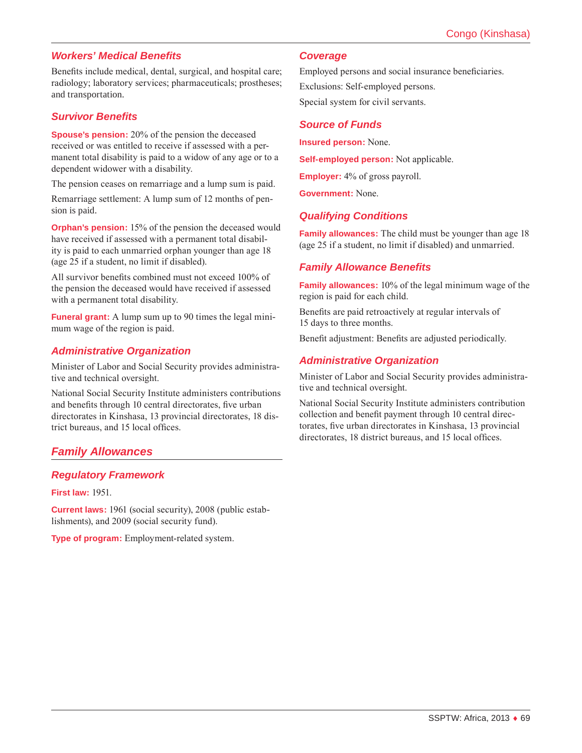### Workers' Medical Benefits

Benefits include medical, dental, surgical, and hospital care; radiology; laboratory services; pharmaceuticals; prostheses; and transportation.

### Survivor Benefits

**Spouse's pension:** 20% of the pension the deceased received or was entitled to receive if assessed with a permanent total disability is paid to a widow of any age or to a dependent widower with a disability.

The pension ceases on remarriage and a lump sum is paid.

Remarriage settlement: A lump sum of 12 months of pension is paid.

**Orphan's pension:** 15% of the pension the deceased would have received if assessed with a permanent total disability is paid to each unmarried orphan younger than age 18 (age 25 if a student, no limit if disabled).

All survivor benefits combined must not exceed 100% of the pension the deceased would have received if assessed with a permanent total disability.

**Funeral grant:** A lump sum up to 90 times the legal minimum wage of the region is paid.

### Administrative Organization

Minister of Labor and Social Security provides administrative and technical oversight.

National Social Security Institute administers contributions and benefits through 10 central directorates, five urban directorates in Kinshasa, 13 provincial directorates, 18 district bureaus, and 15 local offices.

## Family Allowances

### Regulatory Framework

**First law:** 1951.

**Current laws:** 1961 (social security), 2008 (public establishments), and 2009 (social security fund).

**Type of program:** Employment-related system.

### Coverage

Employed persons and social insurance beneficiaries.

Exclusions: Self-employed persons.

Special system for civil servants.

### Source of Funds

**Insured person:** None.

**Self-employed person:** Not applicable.

**Employer:** 4% of gross payroll.

**Government:** None.

### Qualifying Conditions

**Family allowances:** The child must be younger than age 18 (age 25 if a student, no limit if disabled) and unmarried.

### Family Allowance Benefits

**Family allowances:** 10% of the legal minimum wage of the region is paid for each child.

Benefits are paid retroactively at regular intervals of 15 days to three months.

Benefit adjustment: Benefits are adjusted periodically.

### Administrative Organization

Minister of Labor and Social Security provides administrative and technical oversight.

National Social Security Institute administers contribution collection and benefit payment through 10 central directorates, five urban directorates in Kinshasa, 13 provincial directorates, 18 district bureaus, and 15 local offices.